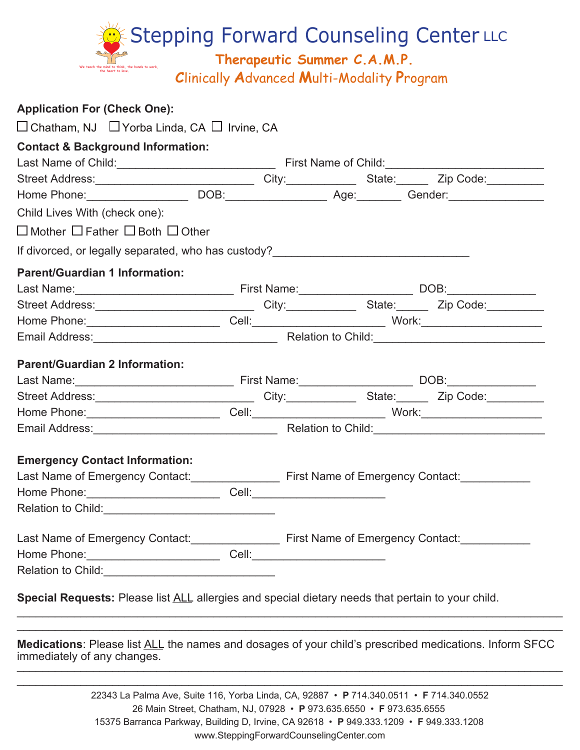# Stepping Forward Counseling Center LLC

We teach the mind to think, the hands to work, the heart to love.

## Therapeutic Summer C.A.M.P.

## Clinically Advanced Multi-Modality Program

**Application For (Check One):**

☐ Chatham, NJ ☐ Yorba Linda, CA ☐ Irvine, CA

**Contact & Background Information:**

Last Name of Child:__________________________ First Name of Child:__________________________

Street Address:__________________________ City:___________ State:_____ Zip Code:_________

Home Phone:________________ DOB:________________ Age:_______ Gender:_______________

Child Lives With (check one):

☐ Mother ☐ Father ☐ Both ☐ Other

If divorced, or legally separated, who has custody?_______________________________

**Parent/Guardian 1 Information:**

Last Name:__________________________ First Name:___________________ DOB:______________

Street Address:__________________________ City:___________ State:_____ Zip Code:_________

Home Phone:_____________________ Cell:_____________________ Work:____________________

Email Address:______________________________ Relation to Child:____________________________

**Parent/Guardian 2 Information:**

Last Name:__________________________ First Name:___________________ DOB:______________

Street Address:__________________________ City:___________ State:_____ Zip Code:_________

Home Phone:_____________________ Cell:_____________________ Work:____________________

Email Address:______________________________ Relation to Child:____________________________

**Emergency Contact Information:**

Last Name of Emergency Contact:______________ First Name of Emergency Contact:___________

Home Phone:_____________________ Cell:_____________________

Relation to Child:____________________________

Last Name of Emergency Contact:______________ First Name of Emergency Contact:___________

Home Phone:_____________________ Cell:_____________________

Relation to Child:____________________________

**Special Requests:** Please list ALL allergies and special dietary needs that pertain to your child.

______________________________________________________________________________

______________________________________________________________________________

**Medications**: Please list ALL the names and dosages of your child's prescribed medications. Inform SFCC immediately of any changes.

______________________________________________________________________________

______________________________________________________________________________

22343 La Palma Ave, Suite 116, Yorba Linda, CA, 92887 • **P** 714.340.0511 • **F** 714.340.0552

26 Main Street, Chatham, NJ, 07928 • **P** 973.635.6550 • **F** 973.635.6555

15375 Barranca Parkway, Building D, Irvine, CA 92618 • **P** 949.333.1209 • **F** 949.333.1208

www.SteppingForwardCounselingCenter.com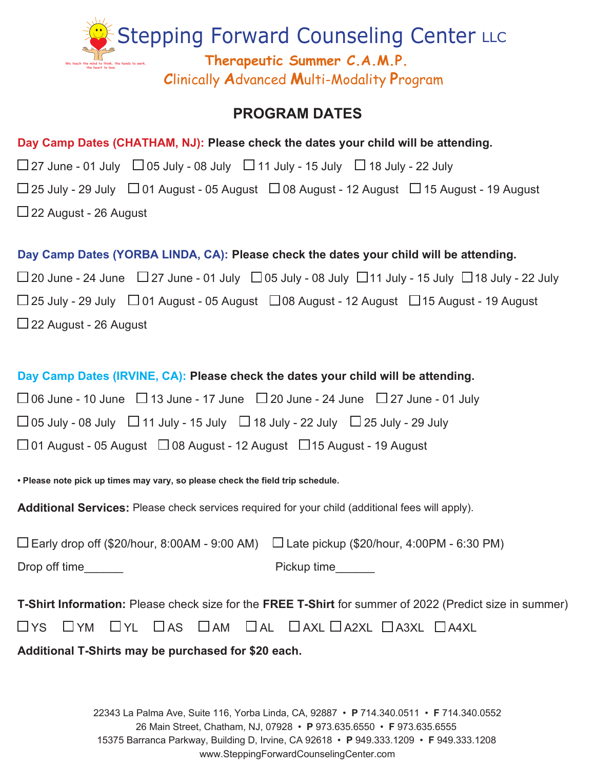# Stepping Forward Counseling Center LLC

We teach the mind to think, the hands to work, the heart to love.

**Therapeutic Summer C.A.M.P.**

**C**linically **A**dvanced **M**ulti-Modality **P**rogram

## PROGRAM DATES

**Day Camp Dates (CHATHAM, NJ): Please check the dates your child will be attending.**

☐ 27 June - 01 July ☐ 05 July - 08 July ☐ 11 July - 15 July ☐ 18 July - 22 July

☐ 25 July - 29 July ☐ 01 August - 05 August ☐ 08 August - 12 August ☐ 15 August - 19 August

☐ 22 August - 26 August

**Day Camp Dates (YORBA LINDA, CA): Please check the dates your child will be attending.**

☐ 20 June - 24 June ☐ 27 June - 01 July ☐ 05 July - 08 July ☐ 11 July - 15 July ☐ 18 July - 22 July

☐ 25 July - 29 July ☐ 01 August - 05 August ☐ 08 August - 12 August ☐ 15 August - 19 August

☐ 22 August - 26 August

**Day Camp Dates (IRVINE, CA): Please check the dates your child will be attending.**

☐ 06 June - 10 June ☐ 13 June - 17 June ☐ 20 June - 24 June ☐ 27 June - 01 July

☐ 05 July - 08 July ☐ 11 July - 15 July ☐ 18 July - 22 July ☐ 25 July - 29 July

☐ 01 August - 05 August ☐ 08 August - 12 August ☐ 15 August - 19 August

**• Please note pick up times may vary, so please check the field trip schedule.**

**Additional Services:** Please check services required for your child (additional fees will apply).

☐ Early drop off ($20/hour, 8:00AM - 9:00 AM) ☐ Late pickup ($20/hour, 4:00PM - 6:30 PM)

Drop off time______ Pickup time______

**T-Shirt Information:** Please check size for the **FREE T-Shirt** for summer of 2022 (Predict size in summer)

☐ YS ☐ YM ☐ YL ☐ AS ☐ AM ☐ AL ☐ AXL ☐ A2XL ☐ A3XL ☐ A4XL

**Additional T-Shirts may be purchased for $20 each.**

22343 La Palma Ave, Suite 116, Yorba Linda, CA, 92887 • **P** 714.340.0511 • **F** 714.340.0552
26 Main Street, Chatham, NJ, 07928 • **P** 973.635.6550 • **F** 973.635.6555
15375 Barranca Parkway, Building D, Irvine, CA 92618 • **P** 949.333.1209 • **F** 949.333.1208
www.SteppingForwardCounselingCenter.com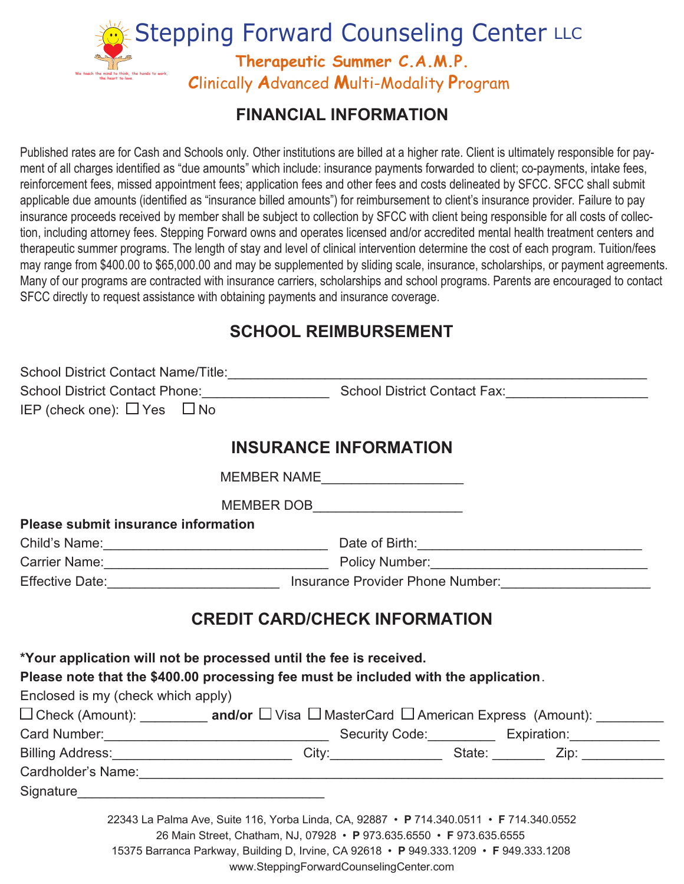Stepping Forward Counseling Center LLC

We teach the mind to think, the hands to work, the heart to love.

Therapeutic Summer C.A.M.P.

Clinically Advanced Multi-Modality Program

## FINANCIAL INFORMATION

Published rates are for Cash and Schools only. Other institutions are billed at a higher rate. Client is ultimately responsible for payment of all charges identified as "due amounts" which include: insurance payments forwarded to client; co-payments, intake fees, reinforcement fees, missed appointment fees; application fees and other fees and costs delineated by SFCC. SFCC shall submit applicable due amounts (identified as "insurance billed amounts") for reimbursement to client's insurance provider. Failure to pay insurance proceeds received by member shall be subject to collection by SFCC with client being responsible for all costs of collection, including attorney fees. Stepping Forward owns and operates licensed and/or accredited mental health treatment centers and therapeutic summer programs. The length of stay and level of clinical intervention determine the cost of each program. Tuition/fees may range from $400.00 to $65,000.00 and may be supplemented by sliding scale, insurance, scholarships, or payment agreements. Many of our programs are contracted with insurance carriers, scholarships and school programs. Parents are encouraged to contact SFCC directly to request assistance with obtaining payments and insurance coverage.

## SCHOOL REIMBURSEMENT

School District Contact Name/Title:______________________________________________

School District Contact Phone:________________ School District Contact Fax:__________________

IEP (check one): ☐ Yes ☐ No

## INSURANCE INFORMATION

MEMBER NAME__________________

MEMBER DOB___________________

**Please submit insurance information**

Child's Name:_____________________________ Date of Birth:_____________________________

Carrier Name:_____________________________ Policy Number:____________________________

Effective Date:______________________ Insurance Provider Phone Number:___________________

## CREDIT CARD/CHECK INFORMATION

**\*Your application will not be processed until the fee is received.**

**Please note that the $400.00 processing fee must be included with the application**.

Enclosed is my (check which apply)

☐ Check (Amount): _________ **and/or** ☐ Visa ☐ MasterCard ☐ American Express (Amount): _________

Card Number:______________________________ Security Code:_________ Expiration:____________

Billing Address:_______________________ City:______________ State: _______ Zip: ___________

Cardholder's Name:_____________________________________________________________________

Signature________________________________

22343 La Palma Ave, Suite 116, Yorba Linda, CA, 92887 • **P** 714.340.0511 • **F** 714.340.0552
26 Main Street, Chatham, NJ, 07928 • **P** 973.635.6550 • **F** 973.635.6555
15375 Barranca Parkway, Building D, Irvine, CA 92618 • **P** 949.333.1209 • **F** 949.333.1208
www.SteppingForwardCounselingCenter.com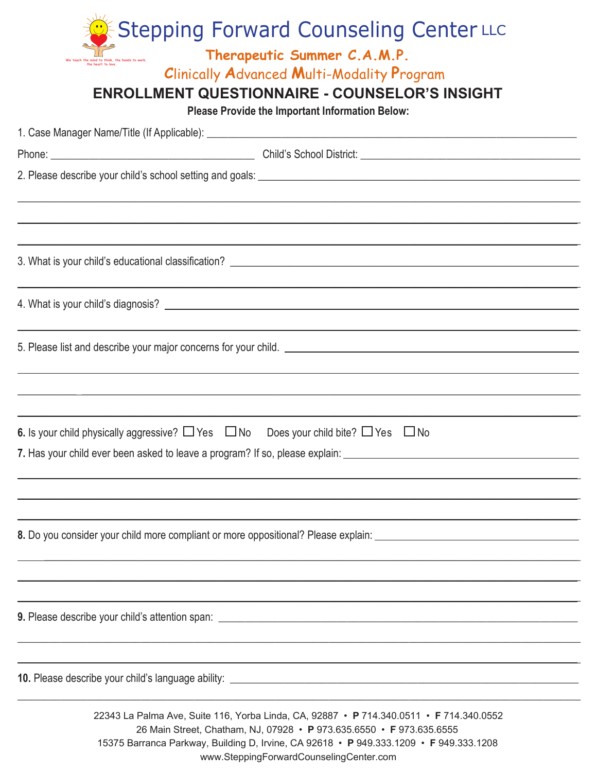# Stepping Forward Counseling Center LLC

We teach the mind to think, the hands to work, the heart to love.

## Therapeutic Summer C.A.M.P.

## Clinically Advanced Multi-Modality Program

## ENROLLMENT QUESTIONNAIRE - COUNSELOR'S INSIGHT

**Please Provide the Important Information Below:**

1. Case Manager Name/Title (If Applicable): ______________________________

Phone: ______________________ Child's School District: ______________________

2. Please describe your child's school setting and goals: ______________________________

______________________________________________________________

______________________________________________________________

______________________________________________________________

3. What is your child's educational classification? ______________________________

______________________________________________________________

4. What is your child's diagnosis? ______________________________

______________________________________________________________

5. Please list and describe your major concerns for your child. ______________________________

______________________________________________________________

______________________________________________________________

______________________________________________________________

**6.** Is your child physically aggressive? ☐ Yes ☐ No Does your child bite? ☐ Yes ☐ No

**7.** Has your child ever been asked to leave a program? If so, please explain: ______________________________

______________________________________________________________

______________________________________________________________

______________________________________________________________

**8.** Do you consider your child more compliant or more oppositional? Please explain: ______________________________

______________________________________________________________

______________________________________________________________

______________________________________________________________

**9.** Please describe your child's attention span: ______________________________

______________________________________________________________

______________________________________________________________

**10.** Please describe your child's language ability: ______________________________

______________________________________________________________

22343 La Palma Ave, Suite 116, Yorba Linda, CA, 92887 • **P** 714.340.0511 • **F** 714.340.0552
26 Main Street, Chatham, NJ, 07928 • **P** 973.635.6550 • **F** 973.635.6555
15375 Barranca Parkway, Building D, Irvine, CA 92618 • **P** 949.333.1209 • **F** 949.333.1208
www.SteppingForwardCounselingCenter.com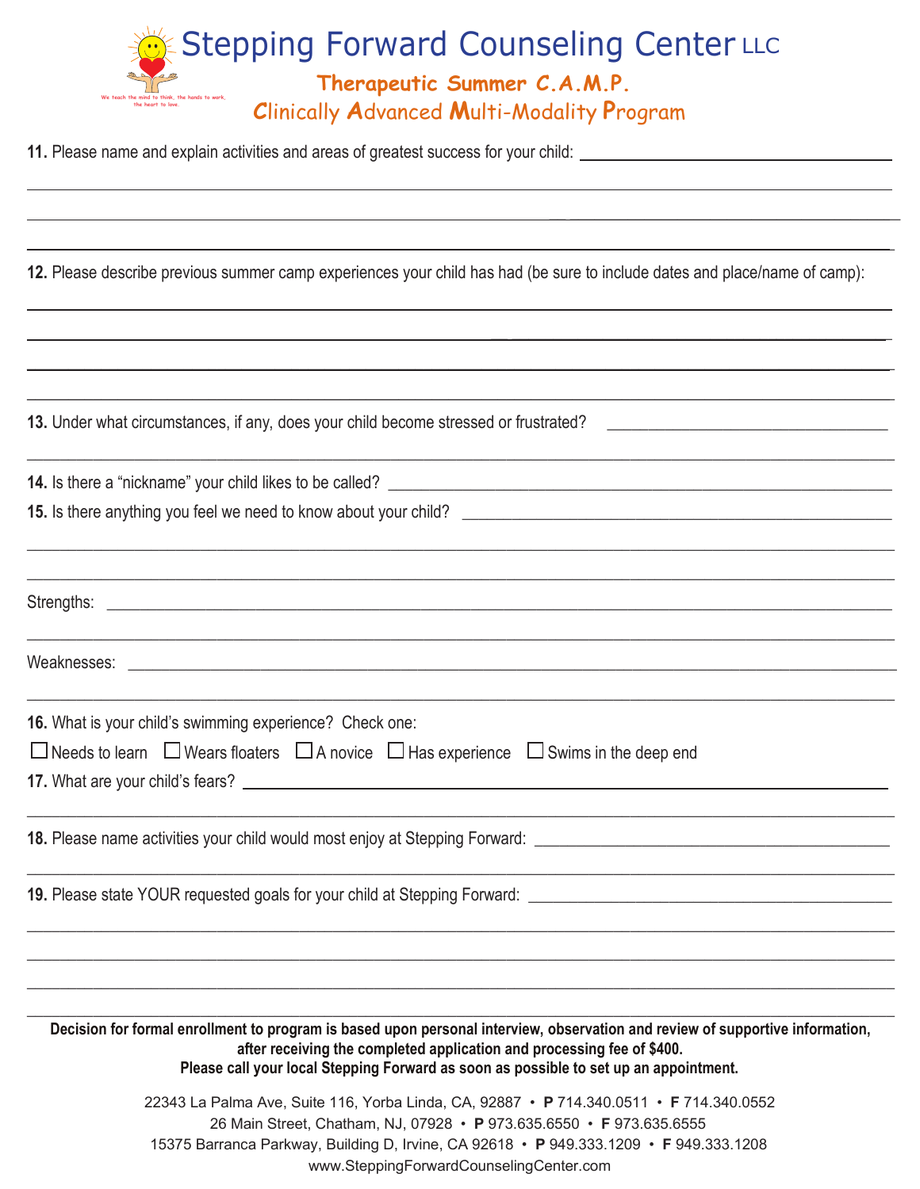# Stepping Forward Counseling Center LLC

We teach the mind to think, the hands to work, the heart to love.

## Therapeutic Summer C.A.M.P.

### Clinically Advanced Multi-Modality Program

**11.** Please name and explain activities and areas of greatest success for your child: ______________________

______________________________________________________________________________

______________________________________________________________________________

______________________________________________________________________________

**12.** Please describe previous summer camp experiences your child has had (be sure to include dates and place/name of camp):

______________________________________________________________________________

______________________________________________________________________________

______________________________________________________________________________

______________________________________________________________________________

**13.** Under what circumstances, if any, does your child become stressed or frustrated? ______________________

______________________________________________________________________________

**14.** Is there a "nickname" your child likes to be called? ______________________________________

**15.** Is there anything you feel we need to know about your child? ______________________________

______________________________________________________________________________

______________________________________________________________________________

Strengths: ______________________________________________________________________

______________________________________________________________________________

Weaknesses: ____________________________________________________________________

______________________________________________________________________________

**16.** What is your child's swimming experience? Check one:

☐ Needs to learn ☐ Wears floaters ☐ A novice ☐ Has experience ☐ Swims in the deep end

**17.** What are your child's fears? ______________________________________________________

______________________________________________________________________________

**18.** Please name activities your child would most enjoy at Stepping Forward: __________________________

______________________________________________________________________________

**19.** Please state YOUR requested goals for your child at Stepping Forward: ___________________________

______________________________________________________________________________

______________________________________________________________________________

______________________________________________________________________________

______________________________________________________________________________

**Decision for formal enrollment to program is based upon personal interview, observation and review of supportive information, after receiving the completed application and processing fee of $400. Please call your local Stepping Forward as soon as possible to set up an appointment.**

22343 La Palma Ave, Suite 116, Yorba Linda, CA, 92887 • **P** 714.340.0511 • **F** 714.340.0552
26 Main Street, Chatham, NJ, 07928 • **P** 973.635.6550 • **F** 973.635.6555
15375 Barranca Parkway, Building D, Irvine, CA 92618 • **P** 949.333.1209 • **F** 949.333.1208
www.SteppingForwardCounselingCenter.com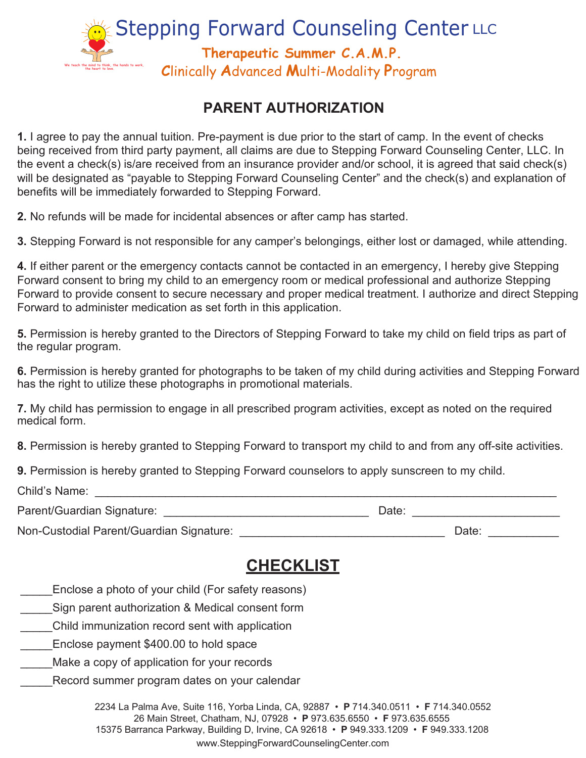# Stepping Forward Counseling Center LLC

We teach the mind to think, the hands to work, the heart to love.

**Therapeutic Summer C.A.M.P.**

**C**linically **A**dvanced **M**ulti-Modality **P**rogram

## PARENT AUTHORIZATION

**1.** I agree to pay the annual tuition. Pre-payment is due prior to the start of camp. In the event of checks being received from third party payment, all claims are due to Stepping Forward Counseling Center, LLC. In the event a check(s) is/are received from an insurance provider and/or school, it is agreed that said check(s) will be designated as "payable to Stepping Forward Counseling Center" and the check(s) and explanation of benefits will be immediately forwarded to Stepping Forward.

**2.** No refunds will be made for incidental absences or after camp has started.

**3.** Stepping Forward is not responsible for any camper's belongings, either lost or damaged, while attending.

**4.** If either parent or the emergency contacts cannot be contacted in an emergency, I hereby give Stepping Forward consent to bring my child to an emergency room or medical professional and authorize Stepping Forward to provide consent to secure necessary and proper medical treatment. I authorize and direct Stepping Forward to administer medication as set forth in this application.

**5.** Permission is hereby granted to the Directors of Stepping Forward to take my child on field trips as part of the regular program.

**6.** Permission is hereby granted for photographs to be taken of my child during activities and Stepping Forward has the right to utilize these photographs in promotional materials.

**7.** My child has permission to engage in all prescribed program activities, except as noted on the required medical form.

**8.** Permission is hereby granted to Stepping Forward to transport my child to and from any off-site activities.

**9.** Permission is hereby granted to Stepping Forward counselors to apply sunscreen to my child.

Child's Name: ________________________________________________________________________

Parent/Guardian Signature: ________________________________ Date: ________________________

Non-Custodial Parent/Guardian Signature: ________________________________ Date: ___________

## CHECKLIST

_____Enclose a photo of your child (For safety reasons)

_____Sign parent authorization & Medical consent form

_____Child immunization record sent with application

_____Enclose payment $400.00 to hold space

_____Make a copy of application for your records

_____Record summer program dates on your calendar

2234 La Palma Ave, Suite 116, Yorba Linda, CA, 92887 • **P** 714.340.0511 • **F** 714.340.0552
26 Main Street, Chatham, NJ, 07928 • **P** 973.635.6550 • **F** 973.635.6555
15375 Barranca Parkway, Building D, Irvine, CA 92618 • **P** 949.333.1209 • **F** 949.333.1208
www.SteppingForwardCounselingCenter.com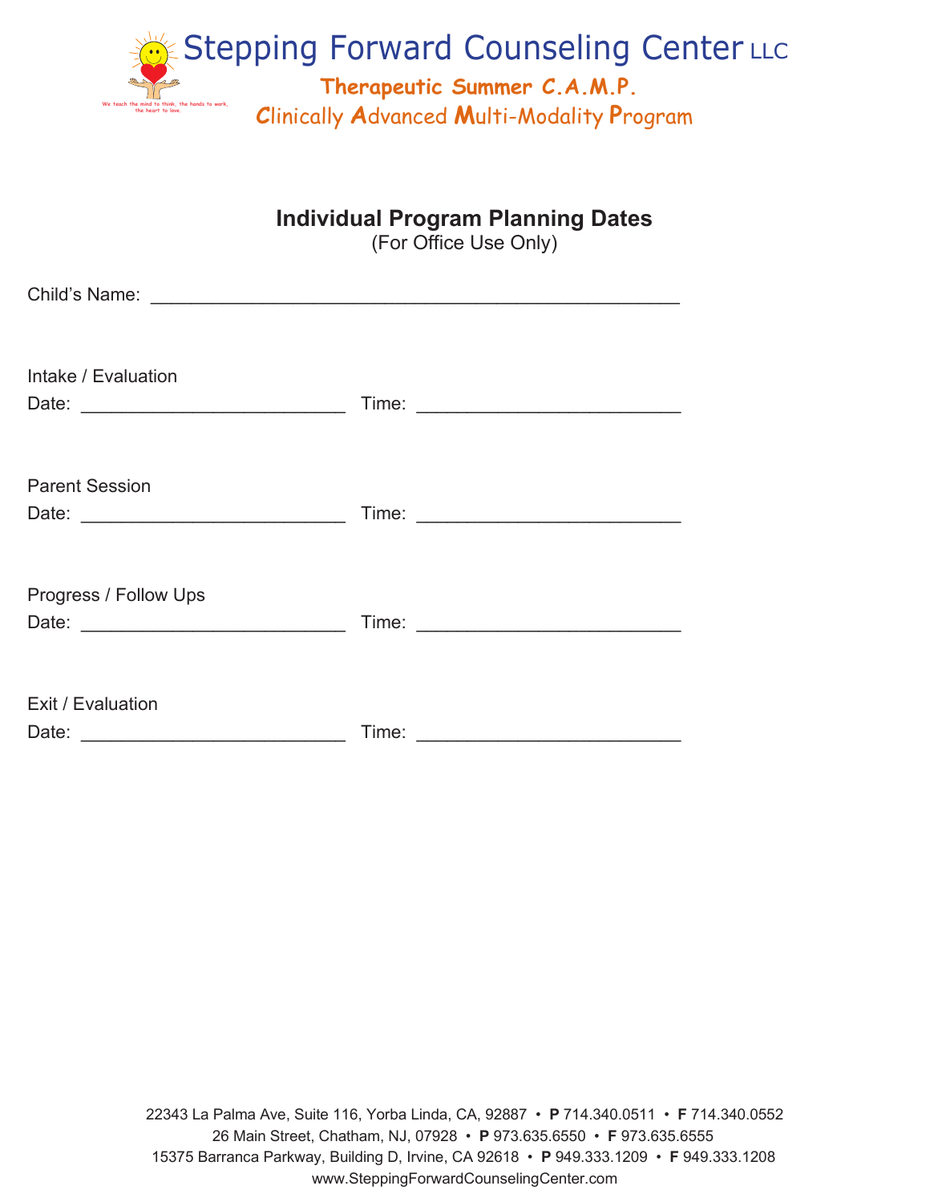# Stepping Forward Counseling Center LLC

We teach the mind to think, the hands to work, the heart to love.

**Therapeutic Summer C.A.M.P.**

**C**linically **A**dvanced **M**ulti-Modality **P**rogram

## Individual Program Planning Dates

(For Office Use Only)

Child's Name: ____________________________________________________

Intake / Evaluation

Date: __________________________ Time: __________________________

Parent Session

Date: __________________________ Time: __________________________

Progress / Follow Ups

Date: __________________________ Time: __________________________

Exit / Evaluation

Date: __________________________ Time: __________________________

22343 La Palma Ave, Suite 116, Yorba Linda, CA, 92887 • **P** 714.340.0511 • **F** 714.340.0552
26 Main Street, Chatham, NJ, 07928 • **P** 973.635.6550 • **F** 973.635.6555
15375 Barranca Parkway, Building D, Irvine, CA 92618 • **P** 949.333.1209 • **F** 949.333.1208
www.SteppingForwardCounselingCenter.com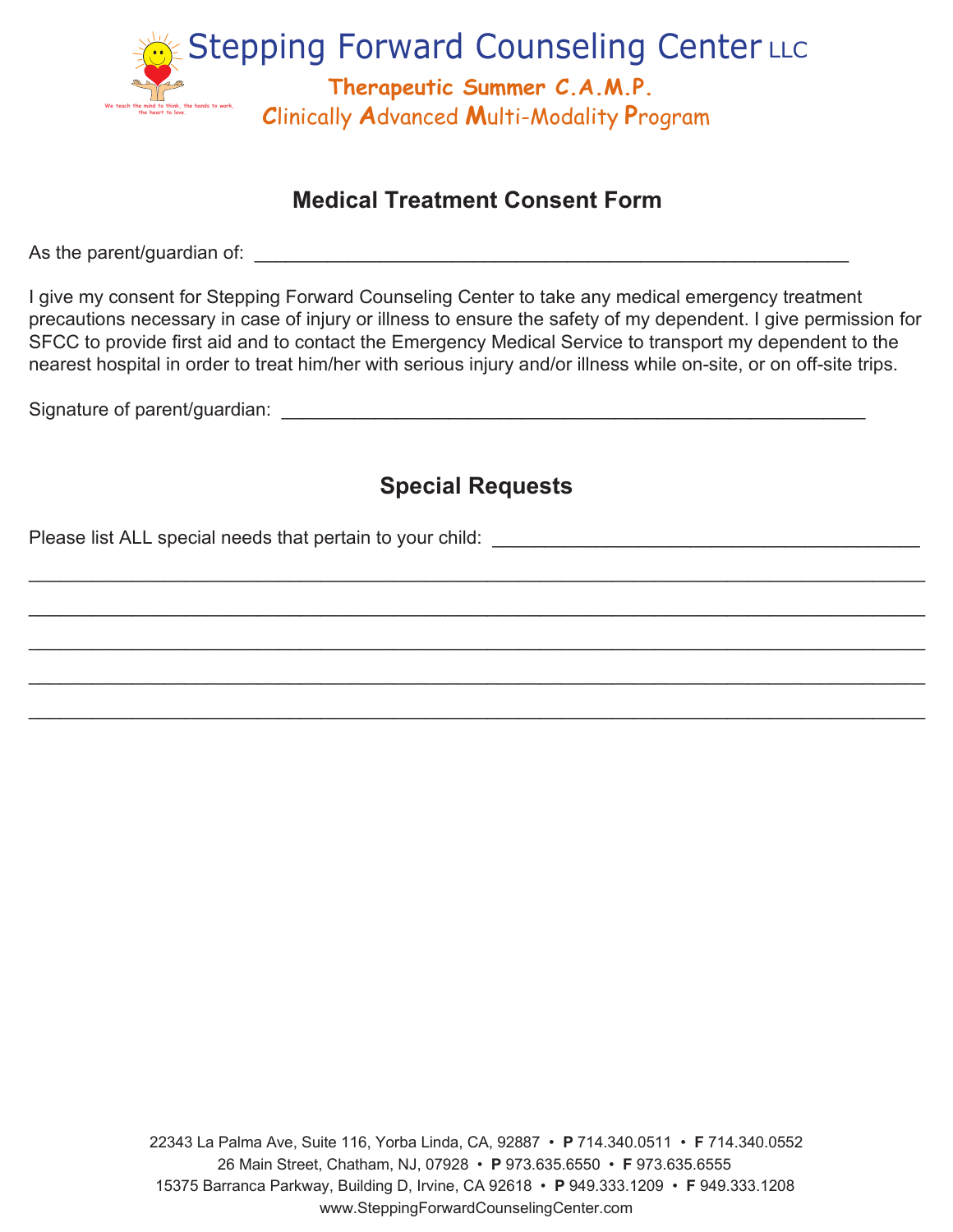Stepping Forward Counseling Center LLC

**Therapeutic Summer C.A.M.P.**

**C**linically **A**dvanced **M**ulti-Modality **P**rogram

We teach the mind to think, the hands to work, the heart to love.

## Medical Treatment Consent Form

As the parent/guardian of: ___________________________________________________________

I give my consent for Stepping Forward Counseling Center to take any medical emergency treatment precautions necessary in case of injury or illness to ensure the safety of my dependent. I give permission for SFCC to provide first aid and to contact the Emergency Medical Service to transport my dependent to the nearest hospital in order to treat him/her with serious injury and/or illness while on-site, or on off-site trips.

Signature of parent/guardian: ___________________________________________________________

## Special Requests

Please list ALL special needs that pertain to your child: ___________________________________________

_____________________________________________________________________________________________

_____________________________________________________________________________________________

_____________________________________________________________________________________________

_____________________________________________________________________________________________

_____________________________________________________________________________________________

22343 La Palma Ave, Suite 116, Yorba Linda, CA, 92887 • **P** 714.340.0511 • **F** 714.340.0552
26 Main Street, Chatham, NJ, 07928 • **P** 973.635.6550 • **F** 973.635.6555
15375 Barranca Parkway, Building D, Irvine, CA 92618 • **P** 949.333.1209 • **F** 949.333.1208
www.SteppingForwardCounselingCenter.com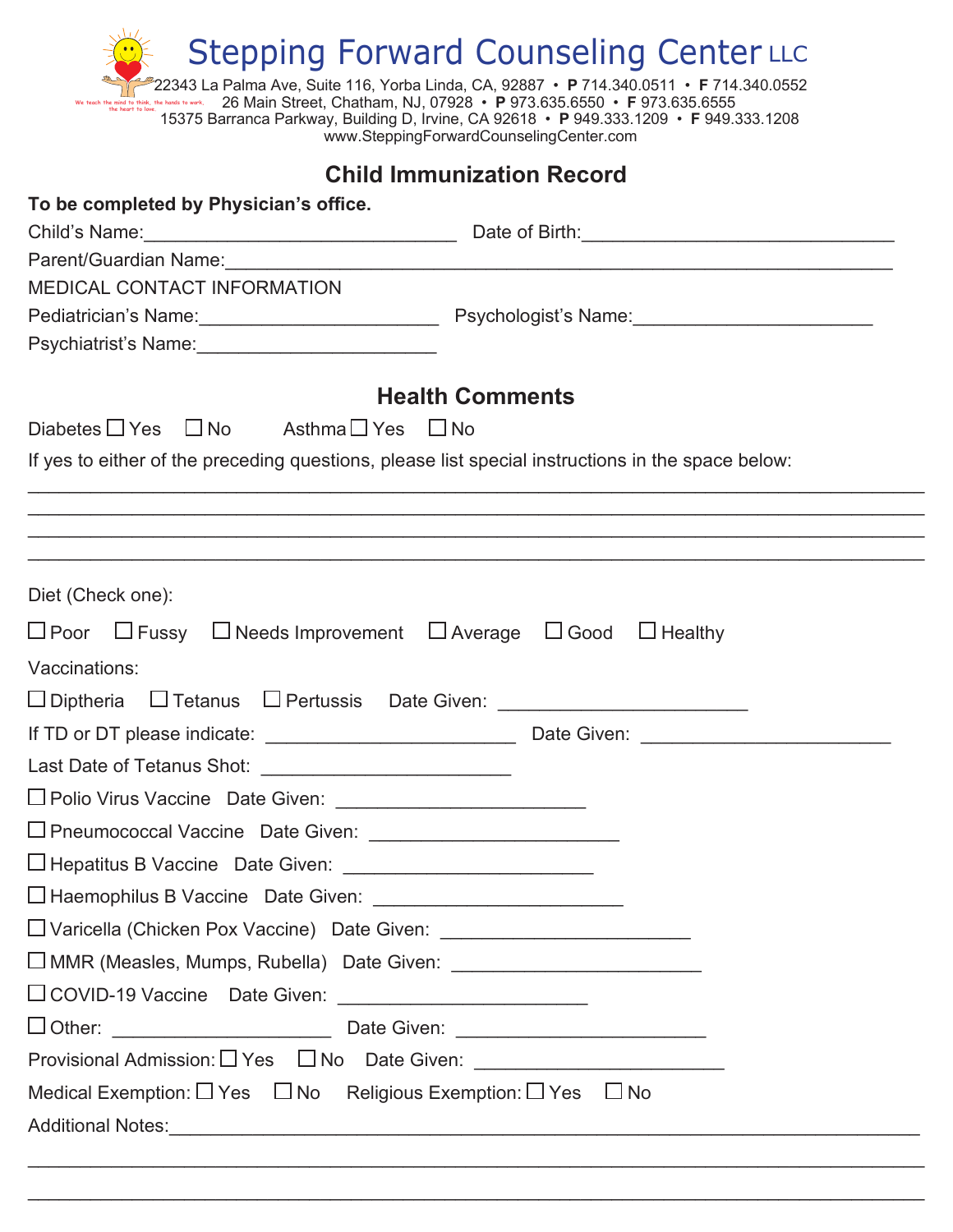# Stepping Forward Counseling Center LLC

We teach the mind to think, the hands to work, the heart to love.

22343 La Palma Ave, Suite 116, Yorba Linda, CA, 92887 • **P** 714.340.0511 • **F** 714.340.0552
26 Main Street, Chatham, NJ, 07928 • **P** 973.635.6550 • **F** 973.635.6555
15375 Barranca Parkway, Building D, Irvine, CA 92618 • **P** 949.333.1209 • **F** 949.333.1208
www.SteppingForwardCounselingCenter.com

## Child Immunization Record

**To be completed by Physician's office.**

Child's Name:______________________________ Date of Birth:______________________________

Parent/Guardian Name:______________________________________________________________

MEDICAL CONTACT INFORMATION

Pediatrician's Name:______________________ Psychologist's Name:______________________

Psychiatrist's Name:______________________

## Health Comments

Diabetes ☐ Yes ☐ No    Asthma ☐ Yes ☐ No

If yes to either of the preceding questions, please list special instructions in the space below:

______________________________________________________________________________
______________________________________________________________________________
______________________________________________________________________________
______________________________________________________________________________

Diet (Check one):

☐ Poor ☐ Fussy ☐ Needs Improvement ☐ Average ☐ Good ☐ Healthy

Vaccinations:

☐ Diptheria ☐ Tetanus ☐ Pertussis Date Given: ______________________

If TD or DT please indicate: ______________________ Date Given: ______________________

Last Date of Tetanus Shot: ______________________

☐ Polio Virus Vaccine Date Given: ______________________

☐ Pneumococcal Vaccine Date Given: ______________________

☐ Hepatitus B Vaccine Date Given: ______________________

☐ Haemophilus B Vaccine Date Given: ______________________

☐ Varicella (Chicken Pox Vaccine) Date Given: ______________________

☐ MMR (Measles, Mumps, Rubella) Date Given: ______________________

☐ COVID-19 Vaccine Date Given: ______________________

☐ Other: ____________________ Date Given: ______________________

Provisional Admission: ☐ Yes ☐ No Date Given: ______________________

Medical Exemption: ☐ Yes ☐ No Religious Exemption: ☐ Yes ☐ No

Additional Notes:______________________________________________________________
______________________________________________________________________________
______________________________________________________________________________